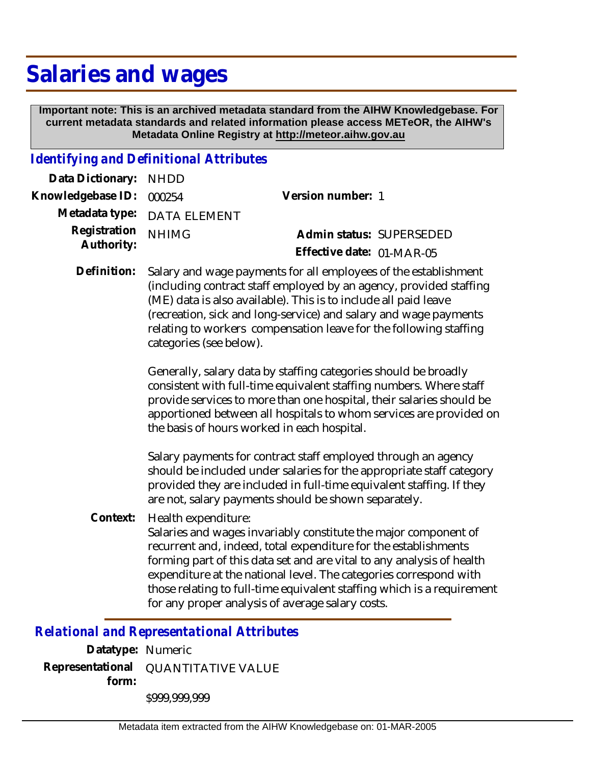# Salaries and wages

**Important note: This is an archived metadata standard from the AIHW Knowledgebase. For current metadata standards and related information please access METeOR, the AIHW's Metadata Online Registry at http://meteor.aihw.gov.au**

## *Identifying and Definitional Attributes*

**Data Dictionary:** NHDD

**Knowledgebase ID:** 000254

**Version number:** 1

**Metadata type:** DATA ELEMENT

**Registration Authority:** NHIMG

**Admin status:** SUPERSEDED

**Effective date:** 01-MAR-05

**Definition:** Salary and wage payments for all employees of the establishment (including contract staff employed by an agency, provided staffing (ME) data is also available). This is to include all paid leave (recreation, sick and long-service) and salary and wage payments relating to workers compensation leave for the following staffing categories (see below).

Generally, salary data by staffing categories should be broadly consistent with full-time equivalent staffing numbers. Where staff provide services to more than one hospital, their salaries should be apportioned between all hospitals to whom services are provided on the basis of hours worked in each hospital.

Salary payments for contract staff employed through an agency should be included under salaries for the appropriate staff category provided they are included in full-time equivalent staffing. If they are not, salary payments should be shown separately.

**Context:** Health expenditure:
Salaries and wages invariably constitute the major component of recurrent and, indeed, total expenditure for the establishments forming part of this data set and are vital to any analysis of health expenditure at the national level. The categories correspond with those relating to full-time equivalent staffing which is a requirement for any proper analysis of average salary costs.

## *Relational and Representational Attributes*

**Datatype:** Numeric

**Representational form:** QUANTITATIVE VALUE

$999,999,999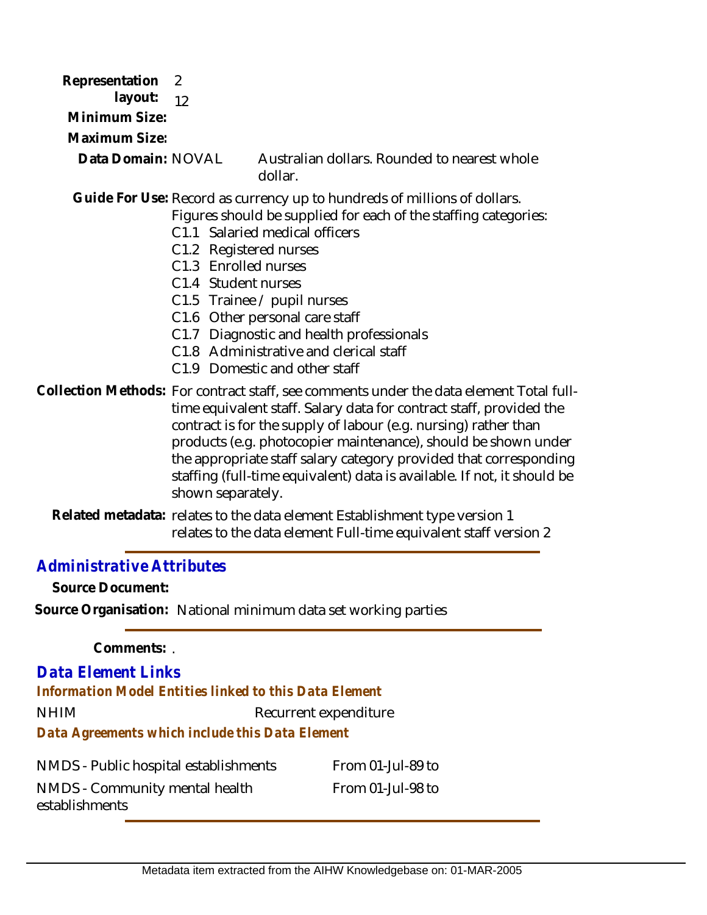**Representation layout:** 

**Minimum Size:** 2

**Maximum Size:** 12

**Data Domain:** NOVAL Australian dollars. Rounded to nearest whole dollar.

**Guide For Use:** Record as currency up to hundreds of millions of dollars. Figures should be supplied for each of the staffing categories:

- C1.1 Salaried medical officers
- C1.2 Registered nurses
- C1.3 Enrolled nurses
- C1.4 Student nurses
- C1.5 Trainee / pupil nurses
- C1.6 Other personal care staff
- C1.7 Diagnostic and health professionals
- C1.8 Administrative and clerical staff
- C1.9 Domestic and other staff

**Collection Methods:** For contract staff, see comments under the data element Total full-time equivalent staff. Salary data for contract staff, provided the contract is for the supply of labour (e.g. nursing) rather than products (e.g. photocopier maintenance), should be shown under the appropriate staff salary category provided that corresponding staffing (full-time equivalent) data is available. If not, it should be shown separately.

**Related metadata:** relates to the data element Establishment type version 1
relates to the data element Full-time equivalent staff version 2

## Administrative Attributes

**Source Document:**

**Source Organisation:** National minimum data set working parties

**Comments:** .

## Data Element Links

### Information Model Entities linked to this Data Element

| | |
|---|---|
| NHIM | Recurrent expenditure |

### Data Agreements which include this Data Element

| | |
|---|---|
| NMDS - Public hospital establishments | From 01-Jul-89 to |
| NMDS - Community mental health establishments | From 01-Jul-98 to |

Metadata item extracted from the AIHW Knowledgebase on: 01-MAR-2005